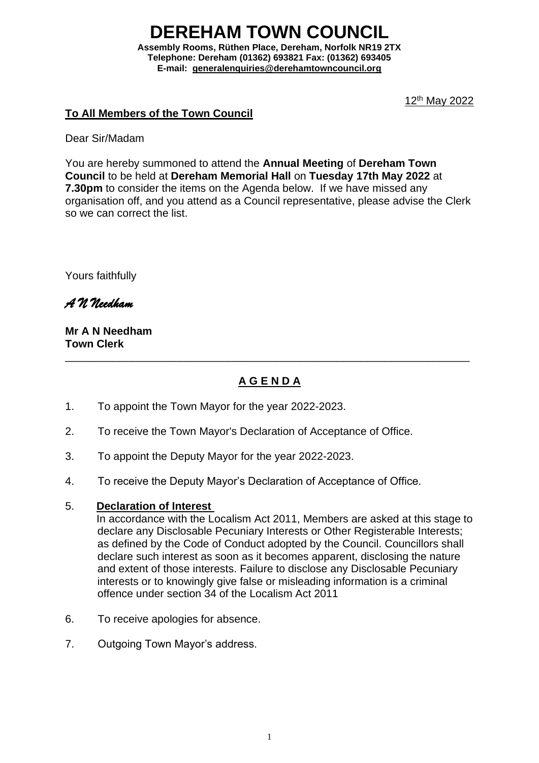# DEREHAM TOWN COUNCIL

**Assembly Rooms, Rüthen Place, Dereham, Norfolk NR19 2TX**
**Telephone: Dereham (01362) 693821 Fax: (01362) 693405**
**E-mail: generalenquiries@derehamtowncouncil.org**

12th May 2022

**To All Members of the Town Council**

Dear Sir/Madam

You are hereby summoned to attend the **Annual Meeting** of **Dereham Town Council** to be held at **Dereham Memorial Hall** on **Tuesday 17th May 2022** at **7.30pm** to consider the items on the Agenda below. If we have missed any organisation off, and you attend as a Council representative, please advise the Clerk so we can correct the list.

Yours faithfully

*A N Needham*

**Mr A N Needham**
**Town Clerk**

---

## A G E N D A

1. To appoint the Town Mayor for the year 2022-2023.

2. To receive the Town Mayor's Declaration of Acceptance of Office.

3. To appoint the Deputy Mayor for the year 2022-2023.

4. To receive the Deputy Mayor's Declaration of Acceptance of Office.

5. **Declaration of Interest**
   In accordance with the Localism Act 2011, Members are asked at this stage to declare any Disclosable Pecuniary Interests or Other Registerable Interests; as defined by the Code of Conduct adopted by the Council. Councillors shall declare such interest as soon as it becomes apparent, disclosing the nature and extent of those interests. Failure to disclose any Disclosable Pecuniary interests or to knowingly give false or misleading information is a criminal offence under section 34 of the Localism Act 2011

6. To receive apologies for absence.

7. Outgoing Town Mayor's address.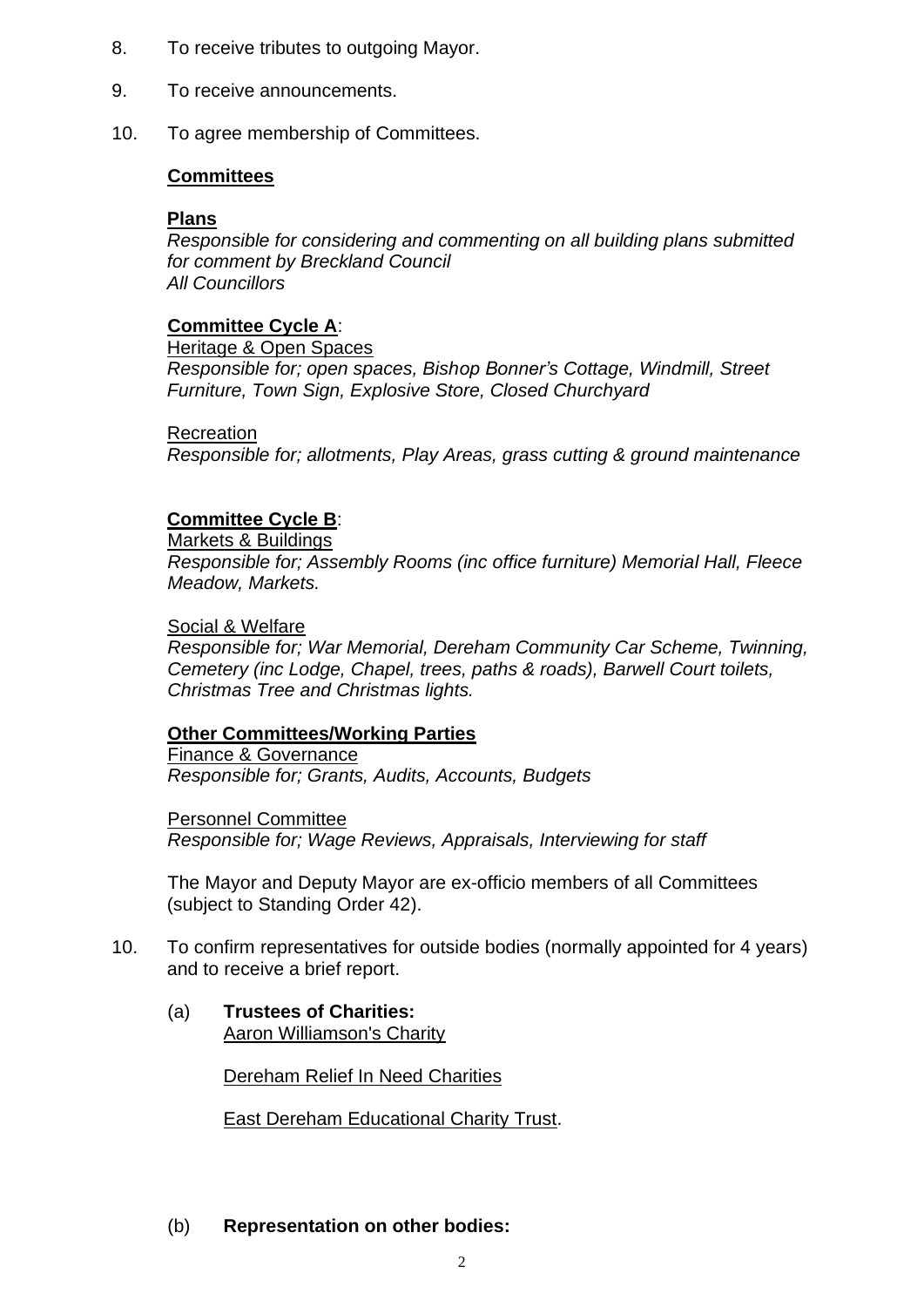8. To receive tributes to outgoing Mayor.

9. To receive announcements.

10. To agree membership of Committees.

**Committees**

**Plans**
*Responsible for considering and commenting on all building plans submitted for comment by Breckland Council*
*All Councillors*

**Committee Cycle A**:
Heritage & Open Spaces
*Responsible for; open spaces, Bishop Bonner's Cottage, Windmill, Street Furniture, Town Sign, Explosive Store, Closed Churchyard*

Recreation
*Responsible for; allotments, Play Areas, grass cutting & ground maintenance*

**Committee Cycle B**:
Markets & Buildings
*Responsible for; Assembly Rooms (inc office furniture) Memorial Hall, Fleece Meadow, Markets.*

Social & Welfare
*Responsible for; War Memorial, Dereham Community Car Scheme, Twinning, Cemetery (inc Lodge, Chapel, trees, paths & roads), Barwell Court toilets, Christmas Tree and Christmas lights.*

**Other Committees/Working Parties**
Finance & Governance
*Responsible for; Grants, Audits, Accounts, Budgets*

Personnel Committee
*Responsible for; Wage Reviews, Appraisals, Interviewing for staff*

The Mayor and Deputy Mayor are ex-officio members of all Committees (subject to Standing Order 42).

10. To confirm representatives for outside bodies (normally appointed for 4 years) and to receive a brief report.

(a) **Trustees of Charities:**
Aaron Williamson's Charity

Dereham Relief In Need Charities

East Dereham Educational Charity Trust.

(b) **Representation on other bodies:**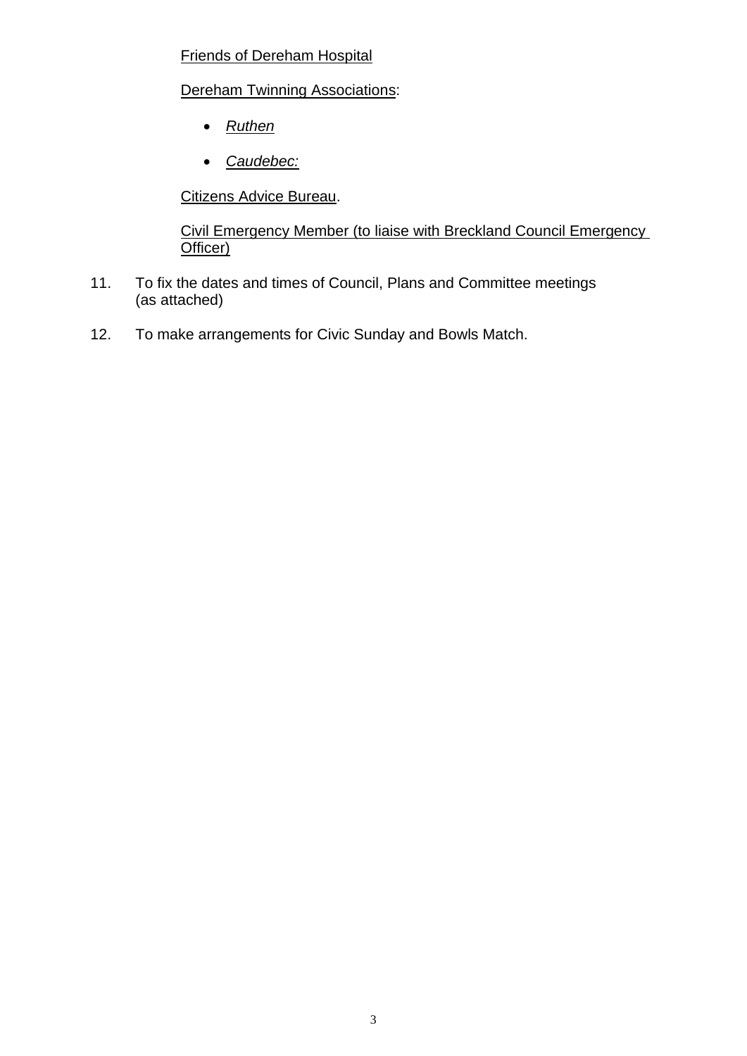Friends of Dereham Hospital

Dereham Twinning Associations:

- *Ruthen*
- *Caudebec:*

Citizens Advice Bureau.

Civil Emergency Member (to liaise with Breckland Council Emergency Officer)

11. To fix the dates and times of Council, Plans and Committee meetings (as attached)
12. To make arrangements for Civic Sunday and Bowls Match.